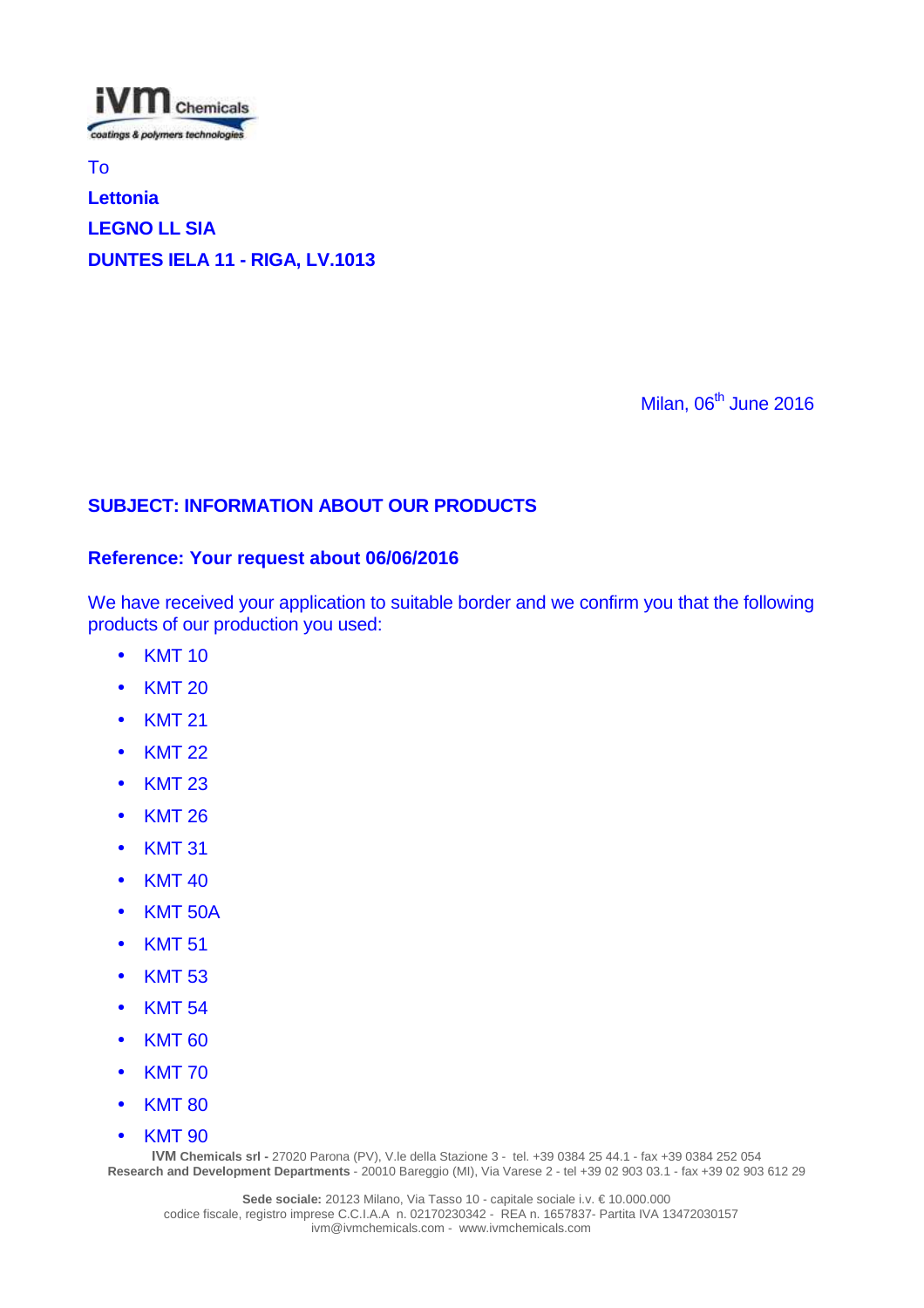To

**Lettonia**

**LEGNO LL SIA**

**DUNTES IELA 11 - RIGA, LV.1013**

Milan, 06th June 2016

**SUBJECT: INFORMATION ABOUT OUR PRODUCTS**

**Reference: Your request about 06/06/2016**

We have received your application to suitable border and we confirm you that the following products of our production you used:

- KMT 10
- KMT 20
- KMT 21
- KMT 22
- KMT 23
- KMT 26
- KMT 31
- KMT 40
- KMT 50A
- KMT 51
- KMT 53
- KMT 54
- KMT 60
- KMT 70
- KMT 80
- KMT 90

**IVM Chemicals srl -** 27020 Parona (PV), V.le della Stazione 3 - tel. +39 0384 25 44.1 - fax +39 0384 252 054
**Research and Development Departments** - 20010 Bareggio (MI), Via Varese 2 - tel +39 02 903 03.1 - fax +39 02 903 612 29

**Sede sociale:** 20123 Milano, Via Tasso 10 - capitale sociale i.v. € 10.000.000
codice fiscale, registro imprese C.C.I.A.A n. 02170230342 - REA n. 1657837- Partita IVA 13472030157
ivm@ivmchemicals.com - www.ivmchemicals.com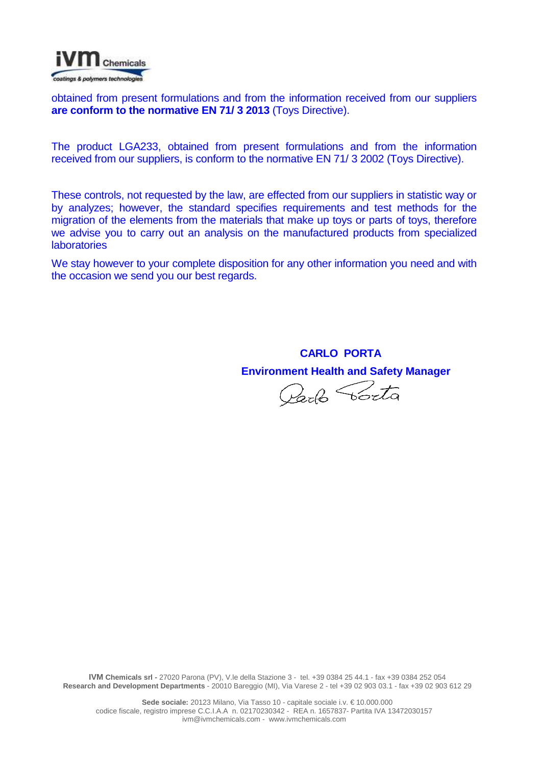obtained from present formulations and from the information received from our suppliers **are conform to the normative EN 71/ 3 2013** (Toys Directive).

The product LGA233, obtained from present formulations and from the information received from our suppliers, is conform to the normative EN 71/ 3 2002 (Toys Directive).

These controls, not requested by the law, are effected from our suppliers in statistic way or by analyzes; however, the standard specifies requirements and test methods for the migration of the elements from the materials that make up toys or parts of toys, therefore we advise you to carry out an analysis on the manufactured products from specialized laboratories

We stay however to your complete disposition for any other information you need and with the occasion we send you our best regards.

**CARLO PORTA**

**Environment Health and Safety Manager**

Carlo Porta

**IVM Chemicals srl -** 27020 Parona (PV), V.le della Stazione 3 - tel. +39 0384 25 44.1 - fax +39 0384 252 054
**Research and Development Departments** - 20010 Bareggio (MI), Via Varese 2 - tel +39 02 903 03.1 - fax +39 02 903 612 29

**Sede sociale:** 20123 Milano, Via Tasso 10 - capitale sociale i.v. € 10.000.000
codice fiscale, registro imprese C.C.I.A.A n. 02170230342 - REA n. 1657837- Partita IVA 13472030157
ivm@ivmchemicals.com - www.ivmchemicals.com